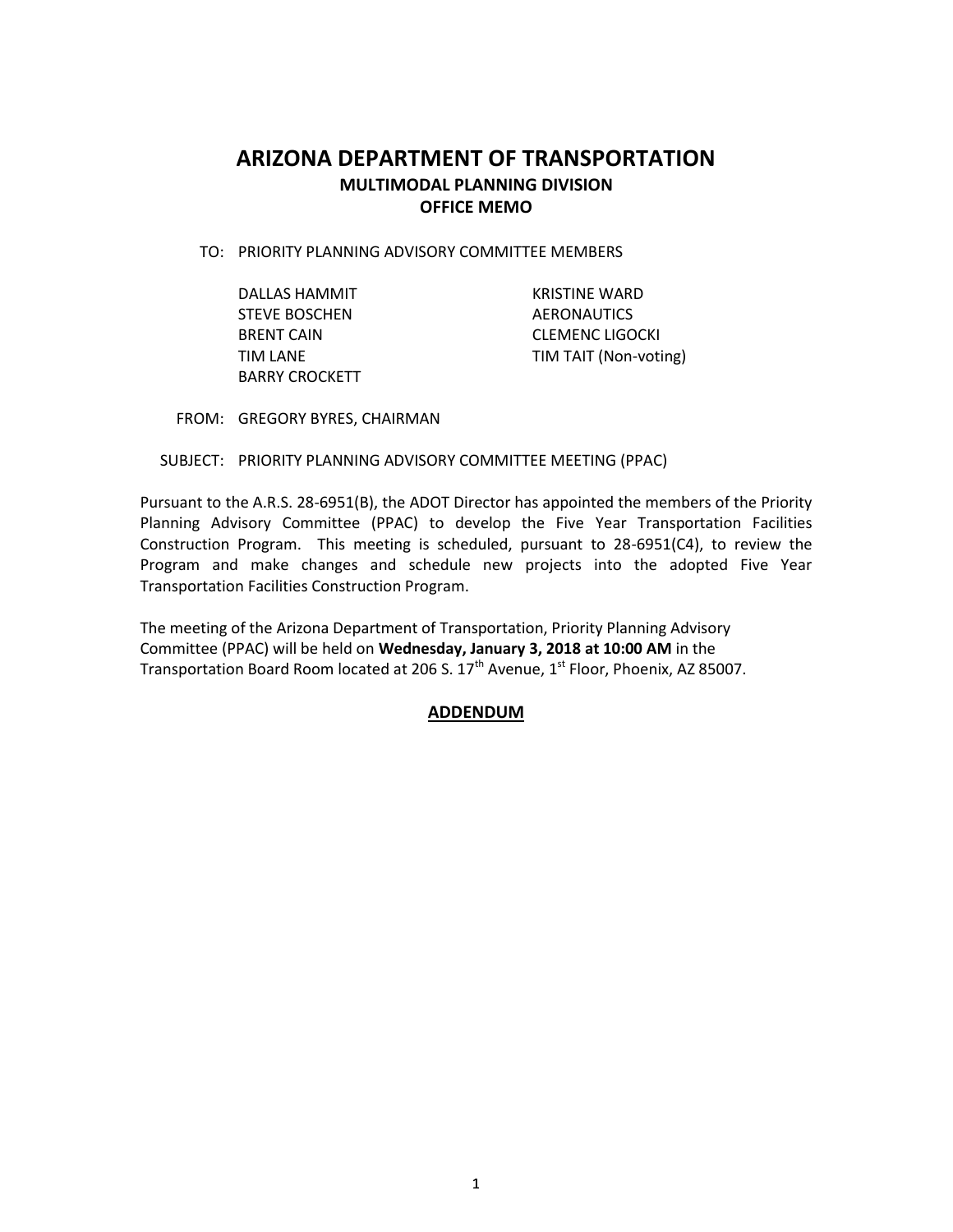# ARIZONA DEPARTMENT OF TRANSPORTATION

## MULTIMODAL PLANNING DIVISION

## OFFICE MEMO

TO: PRIORITY PLANNING ADVISORY COMMITTEE MEMBERS

DALLAS HAMMIT
STEVE BOSCHEN
BRENT CAIN
TIM LANE
BARRY CROCKETT
KRISTINE WARD
AERONAUTICS
CLEMENC LIGOCKI
TIM TAIT (Non-voting)

FROM: GREGORY BYRES, CHAIRMAN

SUBJECT: PRIORITY PLANNING ADVISORY COMMITTEE MEETING (PPAC)

Pursuant to the A.R.S. 28-6951(B), the ADOT Director has appointed the members of the Priority Planning Advisory Committee (PPAC) to develop the Five Year Transportation Facilities Construction Program. This meeting is scheduled, pursuant to 28-6951(C4), to review the Program and make changes and schedule new projects into the adopted Five Year Transportation Facilities Construction Program.

The meeting of the Arizona Department of Transportation, Priority Planning Advisory Committee (PPAC) will be held on **Wednesday, January 3, 2018 at 10:00 AM** in the Transportation Board Room located at 206 S. 17th Avenue, 1st Floor, Phoenix, AZ 85007.

**ADDENDUM**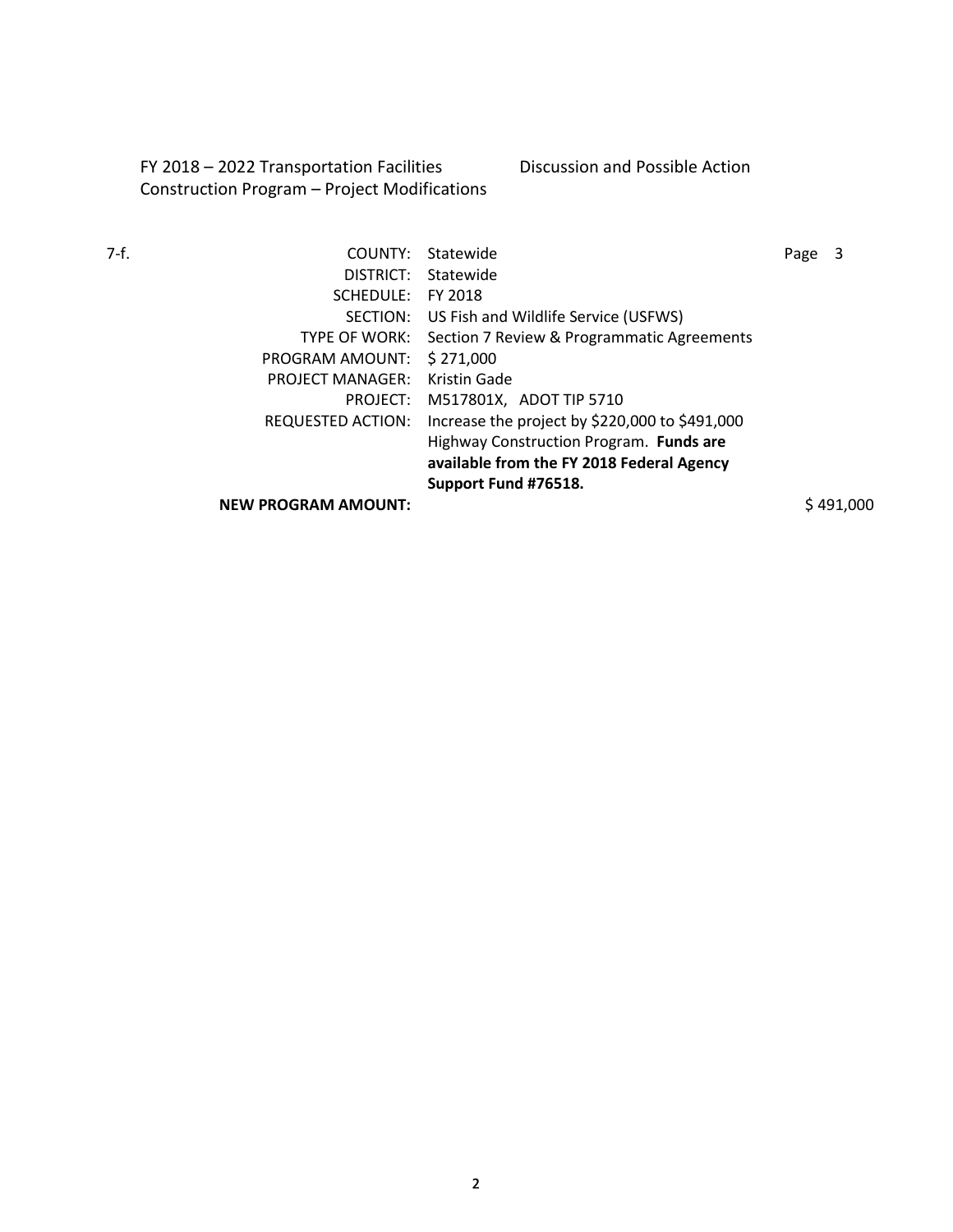FY 2018 – 2022 Transportation Facilities Construction Program – Project Modifications

Discussion and Possible Action

7-f.

| | | |
|---|---|---|
| COUNTY: | Statewide | Page 3 |
| DISTRICT: | Statewide | |
| SCHEDULE: | FY 2018 | |
| SECTION: | US Fish and Wildlife Service (USFWS) | |
| TYPE OF WORK: | Section 7 Review & Programmatic Agreements | |
| PROGRAM AMOUNT: | $ 271,000 | |
| PROJECT MANAGER: | Kristin Gade | |
| PROJECT: | M517801X, ADOT TIP 5710 | |
| REQUESTED ACTION: | Increase the project by $220,000 to $491,000 Highway Construction Program. **Funds are available from the FY 2018 Federal Agency Support Fund #76518.** | |
| **NEW PROGRAM AMOUNT:** | | $ 491,000 |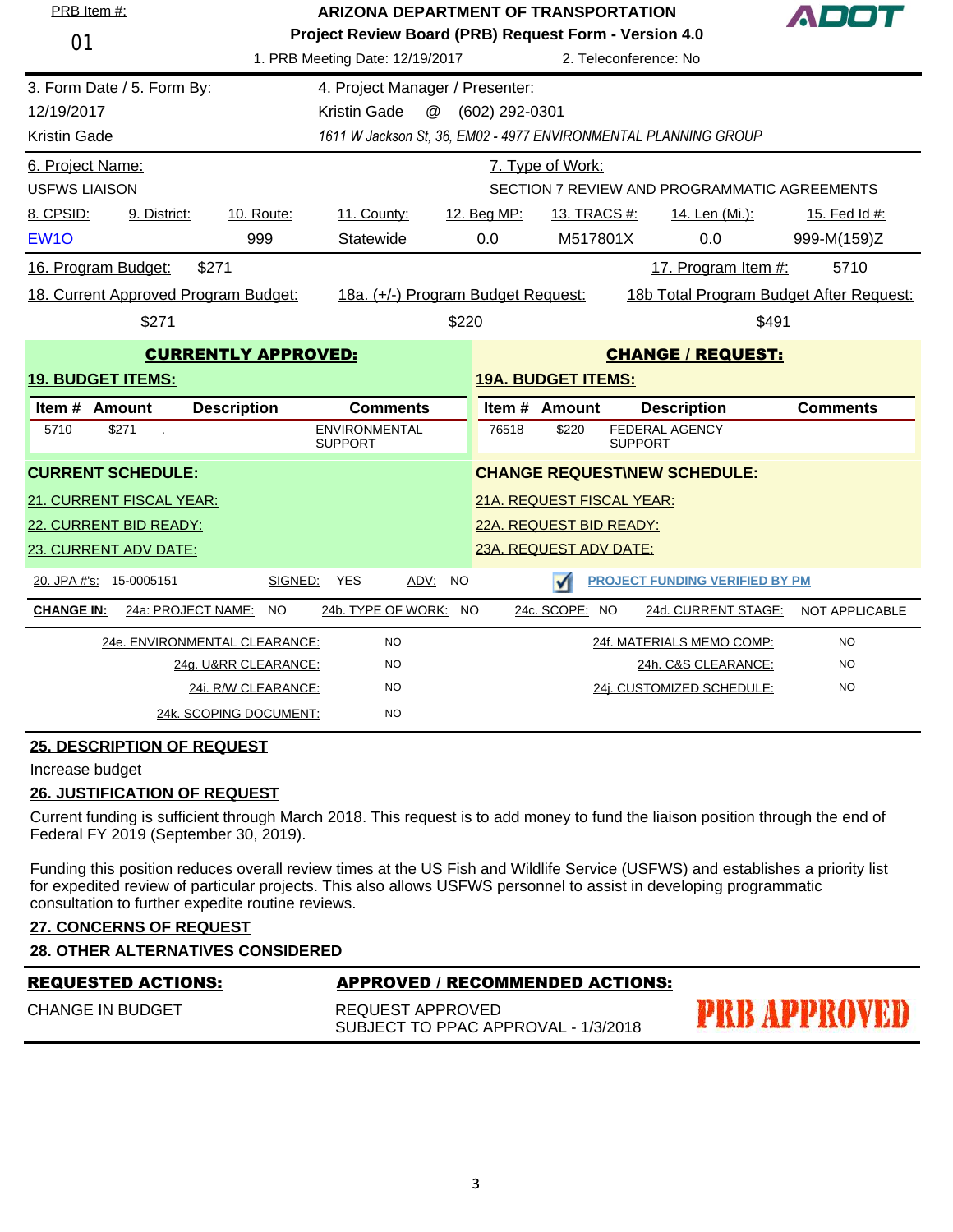PRB Item #: 01

**ARIZONA DEPARTMENT OF TRANSPORTATION**
**Project Review Board (PRB) Request Form - Version 4.0**

1. PRB Meeting Date: 12/19/2017    2. Teleconference: No

| 3. Form Date / 5. Form By: | 4. Project Manager / Presenter: |
|---|---|
| 12/19/2017 | Kristin Gade @ (602) 292-0301 |
| Kristin Gade | *1611 W Jackson St, 36, EM02 - 4977 ENVIRONMENTAL PLANNING GROUP* |

| 6. Project Name: | 7. Type of Work: |
|---|---|
| USFWS LIAISON | SECTION 7 REVIEW AND PROGRAMMATIC AGREEMENTS |

| 8. CPSID: | 9. District: | 10. Route: | 11. County: | 12. Beg MP: | 13. TRACS #: | 14. Len (Mi.): | 15. Fed Id #: |
|---|---|---|---|---|---|---|---|
| EW1O | | 999 | Statewide | 0.0 | M517801X | 0.0 | 999-M(159)Z |

16. Program Budget: $271    17. Program Item #: 5710

| 18. Current Approved Program Budget: | 18a. (+/-) Program Budget Request: | 18b Total Program Budget After Request: |
|---|---|---|
| $271 | $220 | $491 |

**CURRENTLY APPROVED:**

**19. BUDGET ITEMS:**

| Item # | Amount | Description | Comments |
|---|---|---|---|
| 5710 | $271 | . | ENVIRONMENTAL SUPPORT |

**CHANGE / REQUEST:**

**19A. BUDGET ITEMS:**

| Item # | Amount | Description | Comments |
|---|---|---|---|
| 76518 | $220 | FEDERAL AGENCY SUPPORT | |

**CURRENT SCHEDULE:**

21. CURRENT FISCAL YEAR:
22. CURRENT BID READY:
23. CURRENT ADV DATE:

**CHANGE REQUEST\NEW SCHEDULE:**

21A. REQUEST FISCAL YEAR:
22A. REQUEST BID READY:
23A. REQUEST ADV DATE:

20. JPA #'s: 15-0005151    SIGNED: YES    ADV: NO    ☑ PROJECT FUNDING VERIFIED BY PM

**CHANGE IN:** 24a: PROJECT NAME: NO    24b. TYPE OF WORK: NO    24c. SCOPE: NO    24d. CURRENT STAGE: NOT APPLICABLE

| | | | |
|---|---|---|---|
| 24e. ENVIRONMENTAL CLEARANCE: | NO | 24f. MATERIALS MEMO COMP: | NO |
| 24g. U&RR CLEARANCE: | NO | 24h. C&S CLEARANCE: | NO |
| 24i. R/W CLEARANCE: | NO | 24j. CUSTOMIZED SCHEDULE: | NO |
| 24k. SCOPING DOCUMENT: | NO | | |

**25. DESCRIPTION OF REQUEST**

Increase budget

**26. JUSTIFICATION OF REQUEST**

Current funding is sufficient through March 2018. This request is to add money to fund the liaison position through the end of Federal FY 2019 (September 30, 2019).

Funding this position reduces overall review times at the US Fish and Wildlife Service (USFWS) and establishes a priority list for expedited review of particular projects. This also allows USFWS personnel to assist in developing programmatic consultation to further expedite routine reviews.

**27. CONCERNS OF REQUEST**

**28. OTHER ALTERNATIVES CONSIDERED**

| **REQUESTED ACTIONS:** | **APPROVED / RECOMMENDED ACTIONS:** |
|---|---|
| CHANGE IN BUDGET | REQUEST APPROVED<br>SUBJECT TO PPAC APPROVAL - 1/3/2018 |

PRB APPROVED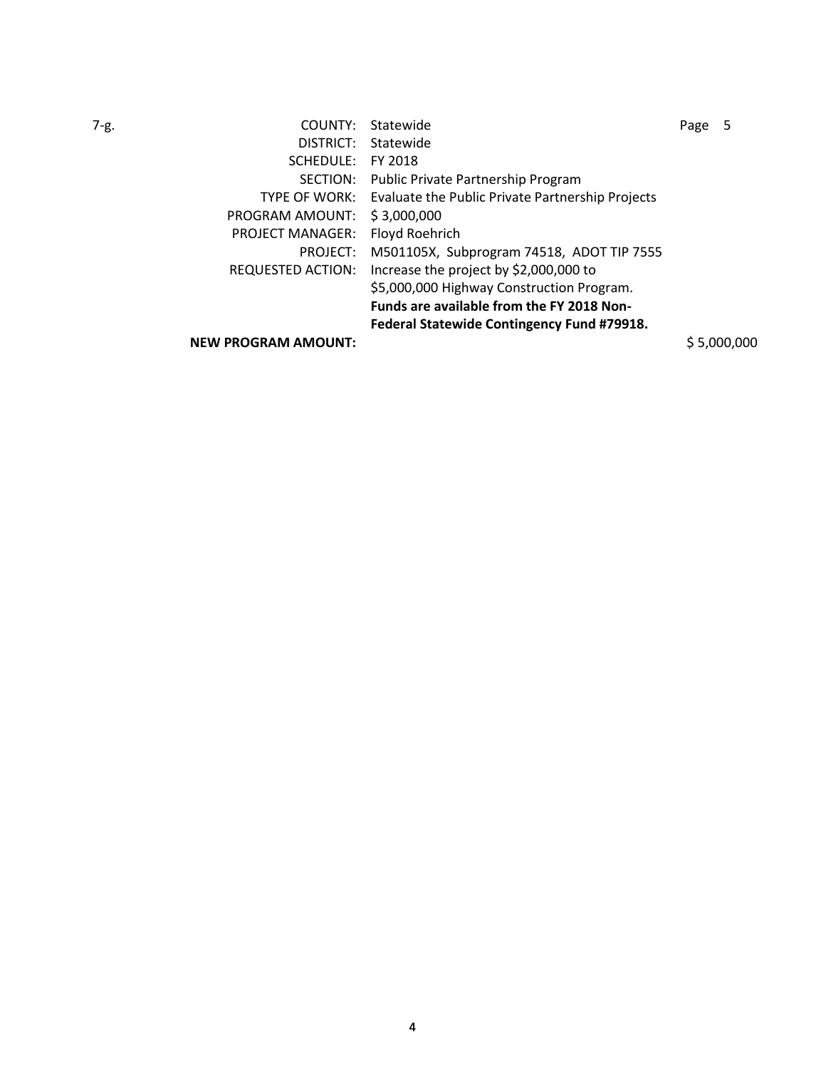7-g.

| | | |
|---|---|---|
| COUNTY: | Statewide | Page 5 |
| DISTRICT: | Statewide | |
| SCHEDULE: | FY 2018 | |
| SECTION: | Public Private Partnership Program | |
| TYPE OF WORK: | Evaluate the Public Private Partnership Projects | |
| PROGRAM AMOUNT: | $ 3,000,000 | |
| PROJECT MANAGER: | Floyd Roehrich | |
| PROJECT: | M501105X, Subprogram 74518, ADOT TIP 7555 | |
| REQUESTED ACTION: | Increase the project by $2,000,000 to $5,000,000 Highway Construction Program. **Funds are available from the FY 2018 Non-Federal Statewide Contingency Fund #79918.** | |
| **NEW PROGRAM AMOUNT:** | | $ 5,000,000 |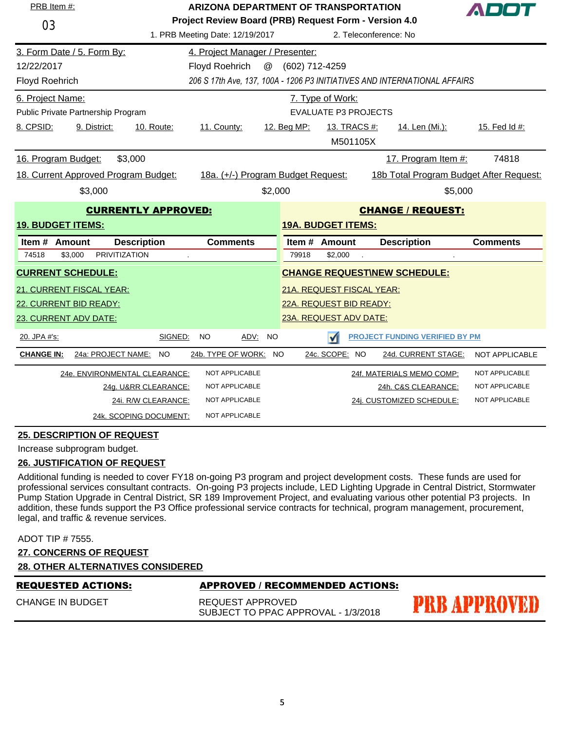PRB Item #: 03

# ARIZONA DEPARTMENT OF TRANSPORTATION

## Project Review Board (PRB) Request Form - Version 4.0

ADOT

1. PRB Meeting Date: 12/19/2017
2. Teleconference: No

| 3. Form Date / 5. Form By: | 4. Project Manager / Presenter: |
|---|---|
| 12/22/2017 | Floyd Roehrich @ (602) 712-4259 |
| Floyd Roehrich | *206 S 17th Ave, 137, 100A - 1206 P3 INITIATIVES AND INTERNATIONAL AFFAIRS* |

| 6. Project Name: | 7. Type of Work: |
|---|---|
| Public Private Partnership Program | EVALUATE P3 PROJECTS |

| 8. CPSID: | 9. District: | 10. Route: | 11. County: | 12. Beg MP: | 13. TRACS #: | 14. Len (Mi.): | 15. Fed Id #: |
|---|---|---|---|---|---|---|---|
| | | | | | M501105X | | |

16. Program Budget: $3,000

17. Program Item #: 74818

| 18. Current Approved Program Budget: | 18a. (+/-) Program Budget Request: | 18b Total Program Budget After Request: |
|---|---|---|
| $3,000 | $2,000 | $5,000 |

### CURRENTLY APPROVED:

**19. BUDGET ITEMS:**

| Item # | Amount | Description | Comments |
|---|---|---|---|
| 74518 | $3,000 | PRIVITIZATION | . |

**CURRENT SCHEDULE:**

21. CURRENT FISCAL YEAR:

22. CURRENT BID READY:

23. CURRENT ADV DATE:

### CHANGE / REQUEST:

**19A. BUDGET ITEMS:**

| Item # | Amount | Description | Comments |
|---|---|---|---|
| 79918 | $2,000 | . | . |

**CHANGE REQUEST\NEW SCHEDULE:**

21A. REQUEST FISCAL YEAR:

22A. REQUEST BID READY:

23A. REQUEST ADV DATE:

20. JPA #'s: SIGNED: NO ADV: NO

☑ PROJECT FUNDING VERIFIED BY PM

**CHANGE IN:** 24a: PROJECT NAME: NO 24b. TYPE OF WORK: NO 24c. SCOPE: NO 24d. CURRENT STAGE: NOT APPLICABLE

| | | | |
|---|---|---|---|
| 24e. ENVIRONMENTAL CLEARANCE: | NOT APPLICABLE | 24f. MATERIALS MEMO COMP: | NOT APPLICABLE |
| 24g. U&RR CLEARANCE: | NOT APPLICABLE | 24h. C&S CLEARANCE: | NOT APPLICABLE |
| 24i. R/W CLEARANCE: | NOT APPLICABLE | 24j. CUSTOMIZED SCHEDULE: | NOT APPLICABLE |
| 24k. SCOPING DOCUMENT: | NOT APPLICABLE | | |

### 25. DESCRIPTION OF REQUEST

Increase subprogram budget.

### 26. JUSTIFICATION OF REQUEST

Additional funding is needed to cover FY18 on-going P3 program and project development costs. These funds are used for professional services consultant contracts. On-going P3 projects include, LED Lighting Upgrade in Central District, Stormwater Pump Station Upgrade in Central District, SR 189 Improvement Project, and evaluating various other potential P3 projects. In addition, these funds support the P3 Office professional service contracts for technical, program management, procurement, legal, and traffic & revenue services.

ADOT TIP # 7555.

### 27. CONCERNS OF REQUEST

### 28. OTHER ALTERNATIVES CONSIDERED

| REQUESTED ACTIONS: | APPROVED / RECOMMENDED ACTIONS: |
|---|---|
| CHANGE IN BUDGET | REQUEST APPROVED<br>SUBJECT TO PPAC APPROVAL - 1/3/2018 |

PRB APPROVED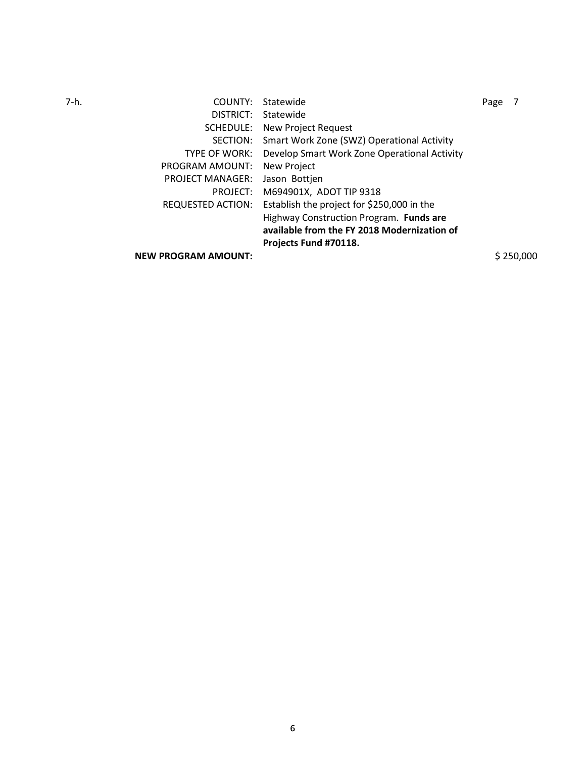7-h.

| | | |
|---|---|---|
| COUNTY: | Statewide | Page 7 |
| DISTRICT: | Statewide | |
| SCHEDULE: | New Project Request | |
| SECTION: | Smart Work Zone (SWZ) Operational Activity | |
| TYPE OF WORK: | Develop Smart Work Zone Operational Activity | |
| PROGRAM AMOUNT: | New Project | |
| PROJECT MANAGER: | Jason Bottjen | |
| PROJECT: | M694901X, ADOT TIP 9318 | |
| REQUESTED ACTION: | Establish the project for $250,000 in the Highway Construction Program. **Funds are available from the FY 2018 Modernization of Projects Fund #70118.** | |
| **NEW PROGRAM AMOUNT:** | | $ 250,000 |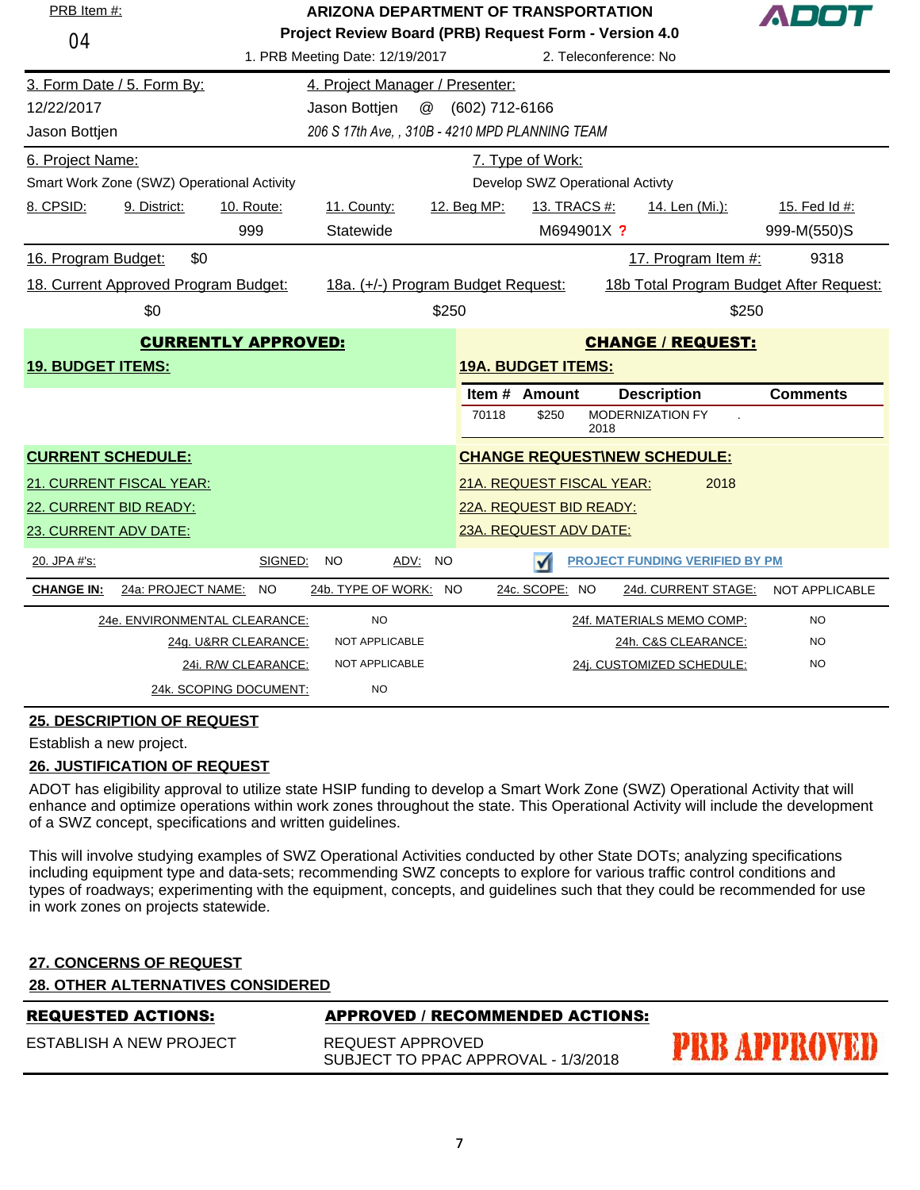PRB Item #: 04

**ARIZONA DEPARTMENT OF TRANSPORTATION**
**Project Review Board (PRB) Request Form - Version 4.0**

ADOT

1. PRB Meeting Date: 12/19/2017 | 2. Teleconference: No

| 3. Form Date / 5. Form By: | 4. Project Manager / Presenter: |
|---|---|
| 12/22/2017 | Jason Bottjen @ (602) 712-6166 |
| Jason Bottjen | *206 S 17th Ave, , 310B - 4210 MPD PLANNING TEAM* |

| 6. Project Name: | 7. Type of Work: |
|---|---|
| Smart Work Zone (SWZ) Operational Activity | Develop SWZ Operational Activty |

| 8. CPSID: | 9. District: | 10. Route: | 11. County: | 12. Beg MP: | 13. TRACS #: | 14. Len (Mi.): | 15. Fed Id #: |
|---|---|---|---|---|---|---|---|
| | | 999 | Statewide | | M694901X ? | | 999-M(550)S |

16. Program Budget: $0 | 17. Program Item #: 9318

| 18. Current Approved Program Budget: | 18a. (+/-) Program Budget Request: | 18b Total Program Budget After Request: |
|---|---|---|
| $0 | $250 | $250 |

**CURRENTLY APPROVED:**

**19. BUDGET ITEMS:**

**CHANGE / REQUEST:**

**19A. BUDGET ITEMS:**

| Item # | Amount | Description | Comments |
|---|---|---|---|
| 70118 | $250 | MODERNIZATION FY 2018 | . |

**CURRENT SCHEDULE:**

21. CURRENT FISCAL YEAR:
22. CURRENT BID READY:
23. CURRENT ADV DATE:

**CHANGE REQUEST\NEW SCHEDULE:**

21A. REQUEST FISCAL YEAR: 2018
22A. REQUEST BID READY:
23A. REQUEST ADV DATE:

20. JPA #'s: SIGNED: NO ADV: NO

☑ PROJECT FUNDING VERIFIED BY PM

**CHANGE IN:** 24a: PROJECT NAME: NO | 24b. TYPE OF WORK: NO | 24c. SCOPE: NO | 24d. CURRENT STAGE: NOT APPLICABLE

| | | | |
|---|---|---|---|
| 24e. ENVIRONMENTAL CLEARANCE: | NO | 24f. MATERIALS MEMO COMP: | NO |
| 24g. U&RR CLEARANCE: | NOT APPLICABLE | 24h. C&S CLEARANCE: | NO |
| 24i. R/W CLEARANCE: | NOT APPLICABLE | 24j. CUSTOMIZED SCHEDULE: | NO |
| 24k. SCOPING DOCUMENT: | NO | | |

**25. DESCRIPTION OF REQUEST**

Establish a new project.

**26. JUSTIFICATION OF REQUEST**

ADOT has eligibility approval to utilize state HSIP funding to develop a Smart Work Zone (SWZ) Operational Activity that will enhance and optimize operations within work zones throughout the state. This Operational Activity will include the development of a SWZ concept, specifications and written guidelines.

This will involve studying examples of SWZ Operational Activities conducted by other State DOTs; analyzing specifications including equipment type and data-sets; recommending SWZ concepts to explore for various traffic control conditions and types of roadways; experimenting with the equipment, concepts, and guidelines such that they could be recommended for use in work zones on projects statewide.

**27. CONCERNS OF REQUEST**

**28. OTHER ALTERNATIVES CONSIDERED**

| **REQUESTED ACTIONS:** | **APPROVED / RECOMMENDED ACTIONS:** |
|---|---|
| ESTABLISH A NEW PROJECT | REQUEST APPROVED<br>SUBJECT TO PPAC APPROVAL - 1/3/2018 |

PRB APPROVED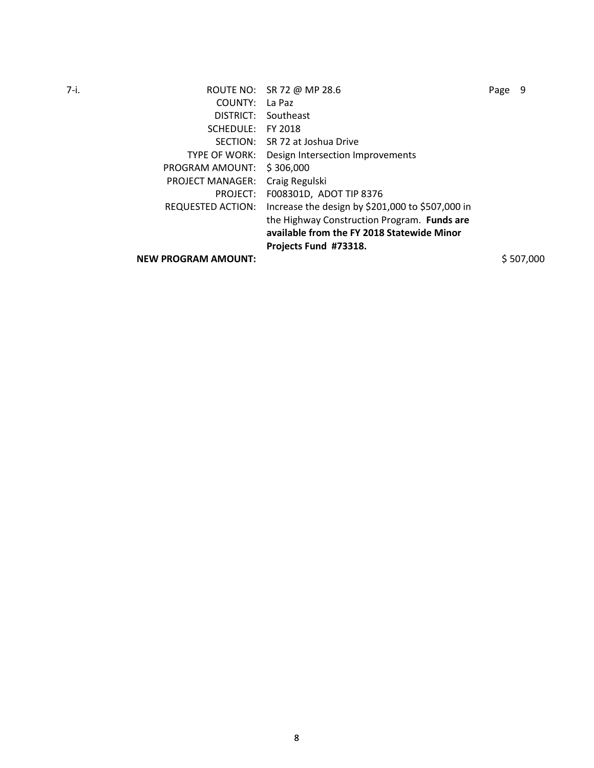7-i.

| | | |
|---|---|---|
| ROUTE NO: | SR 72 @ MP 28.6 | Page 9 |
| COUNTY: | La Paz | |
| DISTRICT: | Southeast | |
| SCHEDULE: | FY 2018 | |
| SECTION: | SR 72 at Joshua Drive | |
| TYPE OF WORK: | Design Intersection Improvements | |
| PROGRAM AMOUNT: | $ 306,000 | |
| PROJECT MANAGER: | Craig Regulski | |
| PROJECT: | F008301D, ADOT TIP 8376 | |
| REQUESTED ACTION: | Increase the design by $201,000 to $507,000 in the Highway Construction Program. **Funds are available from the FY 2018 Statewide Minor Projects Fund #73318.** | |
| **NEW PROGRAM AMOUNT:** | | $ 507,000 |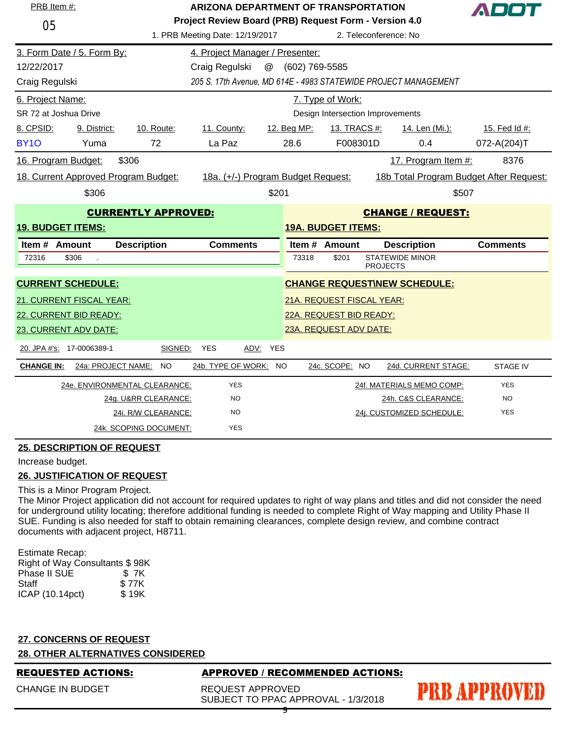PRB Item #: 05

**ARIZONA DEPARTMENT OF TRANSPORTATION**
**Project Review Board (PRB) Request Form - Version 4.0**

ADOT

1. PRB Meeting Date: 12/19/2017 2. Teleconference: No

| 3. Form Date / 5. Form By: | 4. Project Manager / Presenter: |
|---|---|
| 12/22/2017 | Craig Regulski @ (602) 769-5585 |
| Craig Regulski | *205 S. 17th Avenue, MD 614E - 4983 STATEWIDE PROJECT MANAGEMENT* |

| 6. Project Name: | 7. Type of Work: |
|---|---|
| SR 72 at Joshua Drive | Design Intersection Improvements |

| 8. CPSID: | 9. District: | 10. Route: | 11. County: | 12. Beg MP: | 13. TRACS #: | 14. Len (Mi.): | 15. Fed Id #: |
|---|---|---|---|---|---|---|---|
| BY1O | Yuma | 72 | La Paz | 28.6 | F008301D | 0.4 | 072-A(204)T |

16. Program Budget: $306 17. Program Item #: 8376

| 18. Current Approved Program Budget: | 18a. (+/-) Program Budget Request: | 18b Total Program Budget After Request: |
|---|---|---|
| $306 | $201 | $507 |

## CURRENTLY APPROVED:

**19. BUDGET ITEMS:**

| Item # | Amount | Description | Comments |
|---|---|---|---|
| 72316 | $306 | . | |

**CURRENT SCHEDULE:**

21. CURRENT FISCAL YEAR:

22. CURRENT BID READY:

23. CURRENT ADV DATE:

## CHANGE / REQUEST:

**19A. BUDGET ITEMS:**

| Item # | Amount | Description | Comments |
|---|---|---|---|
| 73318 | $201 | STATEWIDE MINOR PROJECTS | |

**CHANGE REQUEST\NEW SCHEDULE:**

21A. REQUEST FISCAL YEAR:

22A. REQUEST BID READY:

23A. REQUEST ADV DATE:

20. JPA #'s: 17-0006389-1 SIGNED: YES ADV: YES

**CHANGE IN:** 24a: PROJECT NAME: NO 24b. TYPE OF WORK: NO 24c. SCOPE: NO 24d. CURRENT STAGE: STAGE IV

| | | | |
|---|---|---|---|
| 24e. ENVIRONMENTAL CLEARANCE: | YES | 24f. MATERIALS MEMO COMP: | YES |
| 24g. U&RR CLEARANCE: | NO | 24h. C&S CLEARANCE: | NO |
| 24i. R/W CLEARANCE: | NO | 24j. CUSTOMIZED SCHEDULE: | YES |
| 24k. SCOPING DOCUMENT: | YES | | |

**25. DESCRIPTION OF REQUEST**

Increase budget.

**26. JUSTIFICATION OF REQUEST**

This is a Minor Program Project.
The Minor Project application did not account for required updates to right of way plans and titles and did not consider the need for underground utility locating; therefore additional funding is needed to complete Right of Way mapping and Utility Phase II SUE. Funding is also needed for staff to obtain remaining clearances, complete design review, and combine contract documents with adjacent project, H8711.

Estimate Recap:
Right of Way Consultants $ 98K
Phase II SUE $ 7K
Staff $ 77K
ICAP (10.14pct) $ 19K

**27. CONCERNS OF REQUEST**

**28. OTHER ALTERNATIVES CONSIDERED**

| REQUESTED ACTIONS: | APPROVED / RECOMMENDED ACTIONS: |
|---|---|
| CHANGE IN BUDGET | REQUEST APPROVED<br>SUBJECT TO PPAC APPROVAL - 1/3/2018 |

PRB APPROVED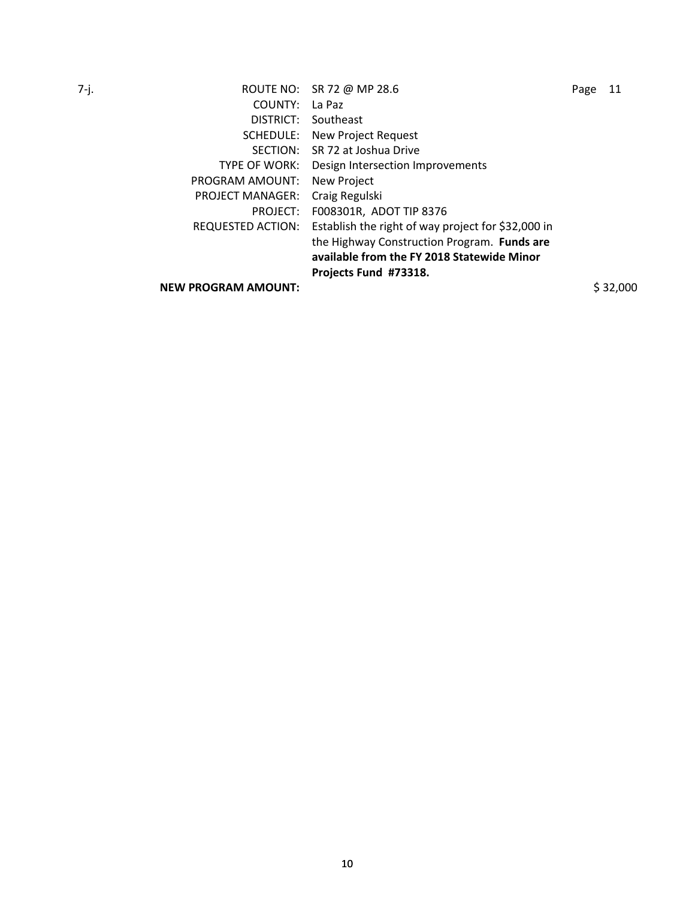7-j.

| | | |
|---|---|---|
| ROUTE NO: | SR 72 @ MP 28.6 | Page 11 |
| COUNTY: | La Paz | |
| DISTRICT: | Southeast | |
| SCHEDULE: | New Project Request | |
| SECTION: | SR 72 at Joshua Drive | |
| TYPE OF WORK: | Design Intersection Improvements | |
| PROGRAM AMOUNT: | New Project | |
| PROJECT MANAGER: | Craig Regulski | |
| PROJECT: | F008301R, ADOT TIP 8376 | |
| REQUESTED ACTION: | Establish the right of way project for $32,000 in the Highway Construction Program. **Funds are available from the FY 2018 Statewide Minor Projects Fund #73318.** | |
| **NEW PROGRAM AMOUNT:** | | $ 32,000 |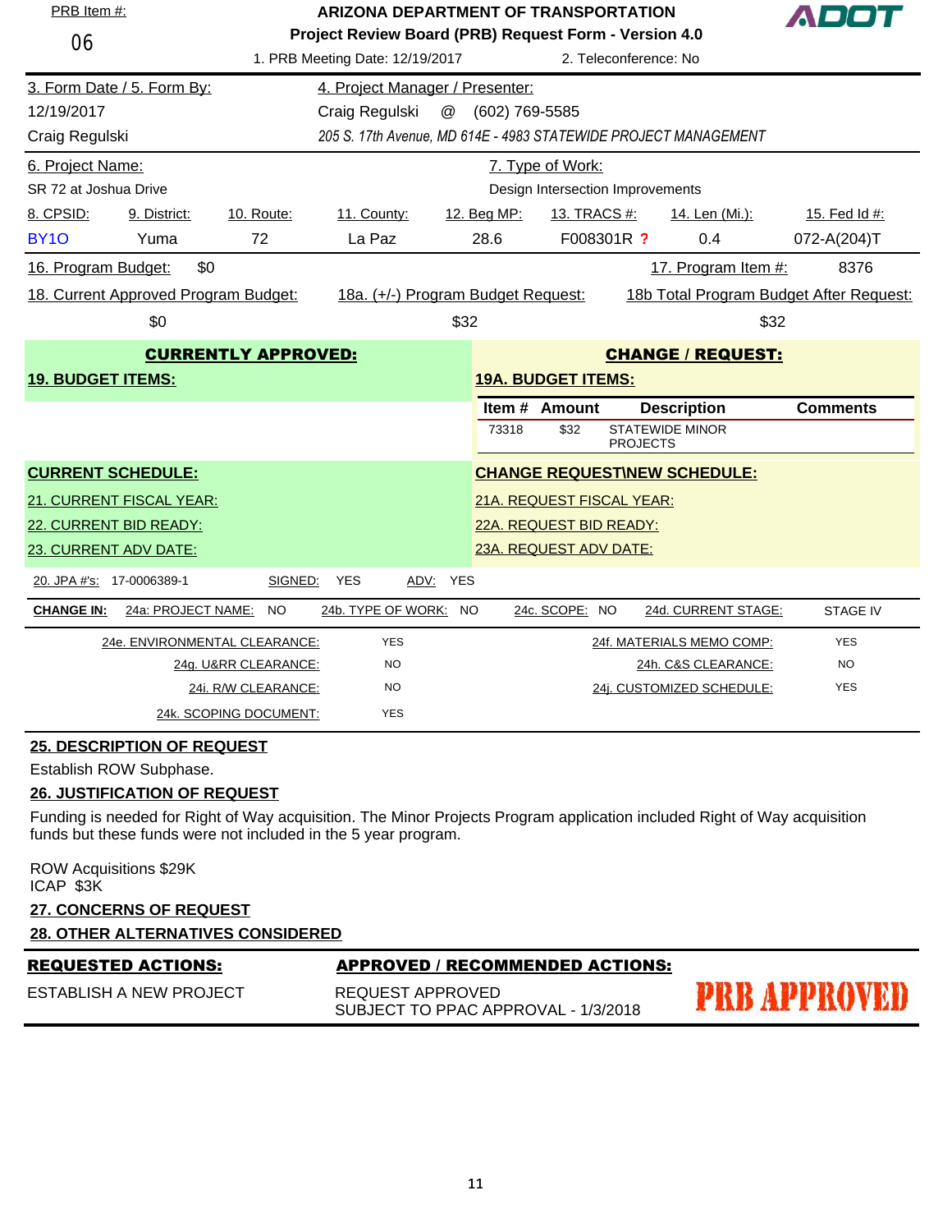PRB Item #: 06

**ARIZONA DEPARTMENT OF TRANSPORTATION**
**Project Review Board (PRB) Request Form - Version 4.0**

ADOT

1. PRB Meeting Date: 12/19/2017 2. Teleconference: No

| 3. Form Date / 5. Form By: | 4. Project Manager / Presenter: |
|---|---|
| 12/19/2017 | Craig Regulski @ (602) 769-5585 |
| Craig Regulski | *205 S. 17th Avenue, MD 614E - 4983 STATEWIDE PROJECT MANAGEMENT* |

| 6. Project Name: | 7. Type of Work: |
|---|---|
| SR 72 at Joshua Drive | Design Intersection Improvements |

| 8. CPSID: | 9. District: | 10. Route: | 11. County: | 12. Beg MP: | 13. TRACS #: | 14. Len (Mi.): | 15. Fed Id #: |
|---|---|---|---|---|---|---|---|
| BY1O | Yuma | 72 | La Paz | 28.6 | F008301R ? | 0.4 | 072-A(204)T |

16. Program Budget: $0 17. Program Item #: 8376

| 18. Current Approved Program Budget: | 18a. (+/-) Program Budget Request: | 18b Total Program Budget After Request: |
|---|---|---|
| $0 | $32 | $32 |

**CURRENTLY APPROVED:**

**19. BUDGET ITEMS:**

**CHANGE / REQUEST:**

**19A. BUDGET ITEMS:**

| Item # | Amount | Description | Comments |
|---|---|---|---|
| 73318 | $32 | STATEWIDE MINOR PROJECTS | |

**CURRENT SCHEDULE:**

21. CURRENT FISCAL YEAR:
22. CURRENT BID READY:
23. CURRENT ADV DATE:

**CHANGE REQUEST\NEW SCHEDULE:**

21A. REQUEST FISCAL YEAR:
22A. REQUEST BID READY:
23A. REQUEST ADV DATE:

20. JPA #'s: 17-0006389-1 SIGNED: YES ADV: YES

**CHANGE IN:** 24a: PROJECT NAME: NO 24b. TYPE OF WORK: NO 24c. SCOPE: NO 24d. CURRENT STAGE: STAGE IV

| | | | |
|---|---|---|---|
| 24e. ENVIRONMENTAL CLEARANCE: | YES | 24f. MATERIALS MEMO COMP: | YES |
| 24g. U&RR CLEARANCE: | NO | 24h. C&S CLEARANCE: | NO |
| 24i. R/W CLEARANCE: | NO | 24j. CUSTOMIZED SCHEDULE: | YES |
| 24k. SCOPING DOCUMENT: | YES | | |

**25. DESCRIPTION OF REQUEST**

Establish ROW Subphase.

**26. JUSTIFICATION OF REQUEST**

Funding is needed for Right of Way acquisition. The Minor Projects Program application included Right of Way acquisition funds but these funds were not included in the 5 year program.

ROW Acquisitions $29K
ICAP $3K

**27. CONCERNS OF REQUEST**

**28. OTHER ALTERNATIVES CONSIDERED**

| **REQUESTED ACTIONS:** | **APPROVED / RECOMMENDED ACTIONS:** |
|---|---|
| ESTABLISH A NEW PROJECT | REQUEST APPROVED<br>SUBJECT TO PPAC APPROVAL - 1/3/2018 |

PRB APPROVED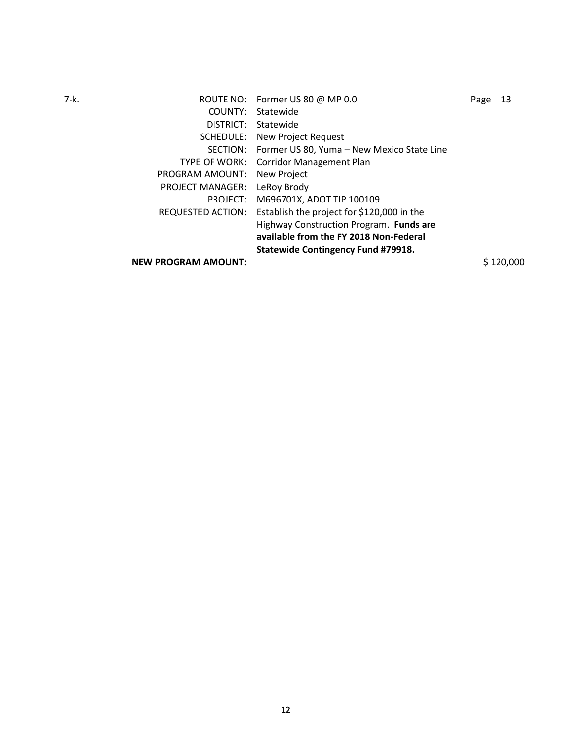7-k.

| | | |
|---|---|---|
| ROUTE NO: | Former US 80 @ MP 0.0 | Page 13 |
| COUNTY: | Statewide | |
| DISTRICT: | Statewide | |
| SCHEDULE: | New Project Request | |
| SECTION: | Former US 80, Yuma – New Mexico State Line | |
| TYPE OF WORK: | Corridor Management Plan | |
| PROGRAM AMOUNT: | New Project | |
| PROJECT MANAGER: | LeRoy Brody | |
| PROJECT: | M696701X, ADOT TIP 100109 | |
| REQUESTED ACTION: | Establish the project for $120,000 in the Highway Construction Program. **Funds are available from the FY 2018 Non-Federal Statewide Contingency Fund #79918.** | |
| **NEW PROGRAM AMOUNT:** | | $ 120,000 |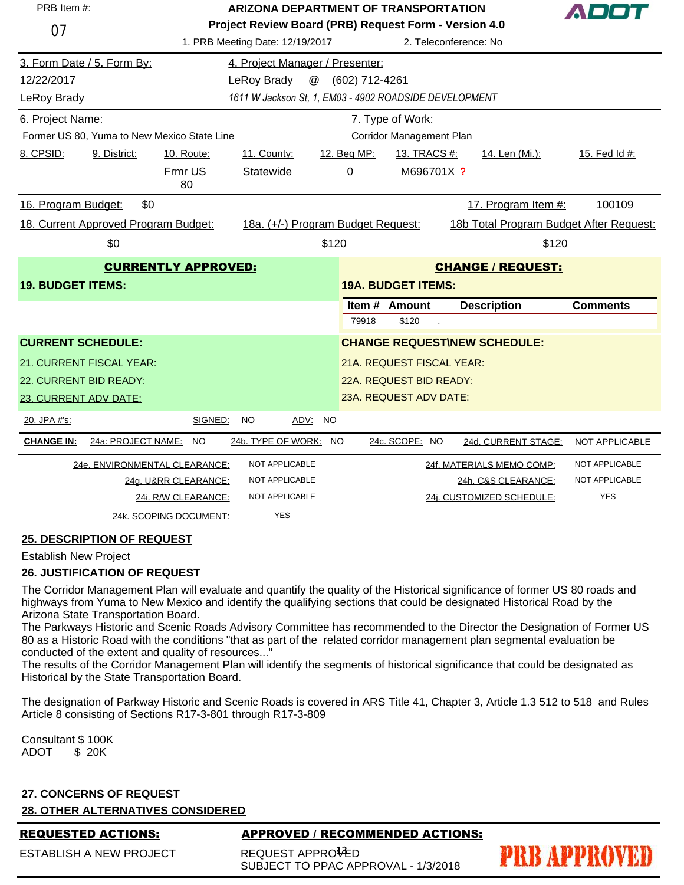PRB Item #: 07

**ARIZONA DEPARTMENT OF TRANSPORTATION**
**Project Review Board (PRB) Request Form - Version 4.0**

ADOT

1. PRB Meeting Date: 12/19/2017 2. Teleconference: No

| 3. Form Date / 5. Form By: | 4. Project Manager / Presenter: |
|---|---|
| 12/22/2017 | LeRoy Brady @ (602) 712-4261 |
| LeRoy Brady | *1611 W Jackson St, 1, EM03 - 4902 ROADSIDE DEVELOPMENT* |

| 6. Project Name: | 7. Type of Work: |
|---|---|
| Former US 80, Yuma to New Mexico State Line | Corridor Management Plan |

| 8. CPSID: | 9. District: | 10. Route: | 11. County: | 12. Beg MP: | 13. TRACS #: | 14. Len (Mi.): | 15. Fed Id #: |
|---|---|---|---|---|---|---|---|
| | | Frmr US 80 | Statewide | 0 | M696701X ? | | |

16. Program Budget: $0 17. Program Item #: 100109

| 18. Current Approved Program Budget: | 18a. (+/-) Program Budget Request: | 18b Total Program Budget After Request: |
|---|---|---|
| $0 | $120 | $120 |

**CURRENTLY APPROVED:**

**19. BUDGET ITEMS:**

**CHANGE / REQUEST:**

**19A. BUDGET ITEMS:**

| Item # | Amount | Description | Comments |
|---|---|---|---|
| 79918 | $120 | . | |

**CURRENT SCHEDULE:**

21. CURRENT FISCAL YEAR:
22. CURRENT BID READY:
23. CURRENT ADV DATE:

**CHANGE REQUEST\NEW SCHEDULE:**

21A. REQUEST FISCAL YEAR:
22A. REQUEST BID READY:
23A. REQUEST ADV DATE:

20. JPA #'s: SIGNED: NO ADV: NO

**CHANGE IN:** 24a: PROJECT NAME: NO 24b. TYPE OF WORK: NO 24c. SCOPE: NO 24d. CURRENT STAGE: NOT APPLICABLE

| | | | |
|---|---|---|---|
| 24e. ENVIRONMENTAL CLEARANCE: | NOT APPLICABLE | 24f. MATERIALS MEMO COMP: | NOT APPLICABLE |
| 24g. U&RR CLEARANCE: | NOT APPLICABLE | 24h. C&S CLEARANCE: | NOT APPLICABLE |
| 24i. R/W CLEARANCE: | NOT APPLICABLE | 24j. CUSTOMIZED SCHEDULE: | YES |
| 24k. SCOPING DOCUMENT: | YES | | |

**25. DESCRIPTION OF REQUEST**

Establish New Project

**26. JUSTIFICATION OF REQUEST**

The Corridor Management Plan will evaluate and quantify the quality of the Historical significance of former US 80 roads and highways from Yuma to New Mexico and identify the qualifying sections that could be designated Historical Road by the Arizona State Transportation Board.
The Parkways Historic and Scenic Roads Advisory Committee has recommended to the Director the Designation of Former US 80 as a Historic Road with the conditions "that as part of the related corridor management plan segmental evaluation be conducted of the extent and quality of resources..."
The results of the Corridor Management Plan will identify the segments of historical significance that could be designated as Historical by the State Transportation Board.

The designation of Parkway Historic and Scenic Roads is covered in ARS Title 41, Chapter 3, Article 1.3 512 to 518 and Rules Article 8 consisting of Sections R17-3-801 through R17-3-809

Consultant $ 100K
ADOT $ 20K

**27. CONCERNS OF REQUEST**

**28. OTHER ALTERNATIVES CONSIDERED**

| REQUESTED ACTIONS: | APPROVED / RECOMMENDED ACTIONS: |
|---|---|
| ESTABLISH A NEW PROJECT | REQUEST APPROVED<br>SUBJECT TO PPAC APPROVAL - 1/3/2018 |

PRB APPROVED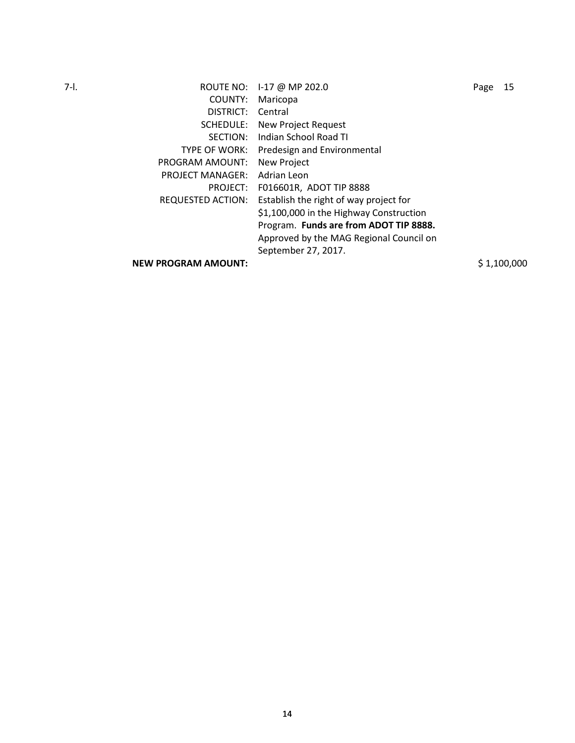7-l.

| | | |
|---|---|---|
| ROUTE NO: | I-17 @ MP 202.0 | Page 15 |
| COUNTY: | Maricopa | |
| DISTRICT: | Central | |
| SCHEDULE: | New Project Request | |
| SECTION: | Indian School Road TI | |
| TYPE OF WORK: | Predesign and Environmental | |
| PROGRAM AMOUNT: | New Project | |
| PROJECT MANAGER: | Adrian Leon | |
| PROJECT: | F016601R, ADOT TIP 8888 | |
| REQUESTED ACTION: | Establish the right of way project for $1,100,000 in the Highway Construction Program. **Funds are from ADOT TIP 8888.** Approved by the MAG Regional Council on September 27, 2017. | |
| **NEW PROGRAM AMOUNT:** | | $ 1,100,000 |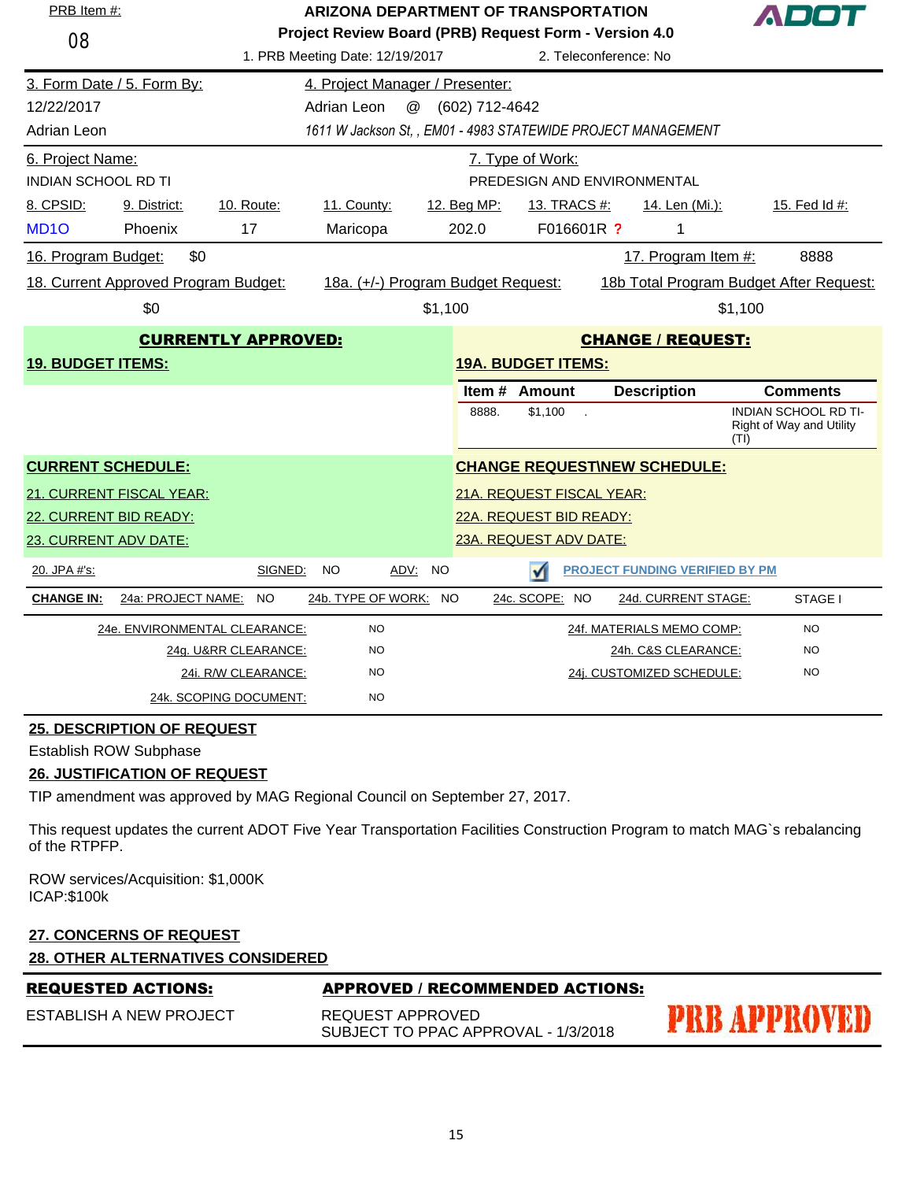PRB Item #: 08

**ARIZONA DEPARTMENT OF TRANSPORTATION**
**Project Review Board (PRB) Request Form - Version 4.0**

ADOT

1. PRB Meeting Date: 12/19/2017
2. Teleconference: No

| 3. Form Date / 5. Form By: | 4. Project Manager / Presenter: |
|---|---|
| 12/22/2017 | Adrian Leon @ (602) 712-4642 |
| Adrian Leon | *1611 W Jackson St, , EM01 - 4983 STATEWIDE PROJECT MANAGEMENT* |

| 6. Project Name: | 7. Type of Work: |
|---|---|
| INDIAN SCHOOL RD TI | PREDESIGN AND ENVIRONMENTAL |

| 8. CPSID: | 9. District: | 10. Route: | 11. County: | 12. Beg MP: | 13. TRACS #: | 14. Len (Mi.): | 15. Fed Id #: |
|---|---|---|---|---|---|---|---|
| MD1O | Phoenix | 17 | Maricopa | 202.0 | F016601R ? | 1 | |

16. Program Budget: $0 | 17. Program Item #: 8888

| 18. Current Approved Program Budget: | 18a. (+/-) Program Budget Request: | 18b Total Program Budget After Request: |
|---|---|---|
| $0 | $1,100 | $1,100 |

**CURRENTLY APPROVED:**

**19. BUDGET ITEMS:**

**CHANGE / REQUEST:**

**19A. BUDGET ITEMS:**

| Item # | Amount | Description | Comments |
|---|---|---|---|
| 8888. | $1,100 | . | INDIAN SCHOOL RD TI-Right of Way and Utility (TI) |

**CURRENT SCHEDULE:**

21. CURRENT FISCAL YEAR:
22. CURRENT BID READY:
23. CURRENT ADV DATE:

**CHANGE REQUEST\NEW SCHEDULE:**

21A. REQUEST FISCAL YEAR:
22A. REQUEST BID READY:
23A. REQUEST ADV DATE:

20. JPA #'s: SIGNED: NO ADV: NO

☑ PROJECT FUNDING VERIFIED BY PM

**CHANGE IN:** 24a: PROJECT NAME: NO | 24b. TYPE OF WORK: NO | 24c. SCOPE: NO | 24d. CURRENT STAGE: STAGE I

| | | | |
|---|---|---|---|
| 24e. ENVIRONMENTAL CLEARANCE: | NO | 24f. MATERIALS MEMO COMP: | NO |
| 24g. U&RR CLEARANCE: | NO | 24h. C&S CLEARANCE: | NO |
| 24i. R/W CLEARANCE: | NO | 24j. CUSTOMIZED SCHEDULE: | NO |
| 24k. SCOPING DOCUMENT: | NO | | |

**25. DESCRIPTION OF REQUEST**

Establish ROW Subphase

**26. JUSTIFICATION OF REQUEST**

TIP amendment was approved by MAG Regional Council on September 27, 2017.

This request updates the current ADOT Five Year Transportation Facilities Construction Program to match MAG`s rebalancing of the RTPFP.

ROW services/Acquisition: $1,000K
ICAP:$100k

**27. CONCERNS OF REQUEST**

**28. OTHER ALTERNATIVES CONSIDERED**

| **REQUESTED ACTIONS:** | **APPROVED / RECOMMENDED ACTIONS:** |
|---|---|
| ESTABLISH A NEW PROJECT | REQUEST APPROVED<br>SUBJECT TO PPAC APPROVAL - 1/3/2018 |

PRB APPROVED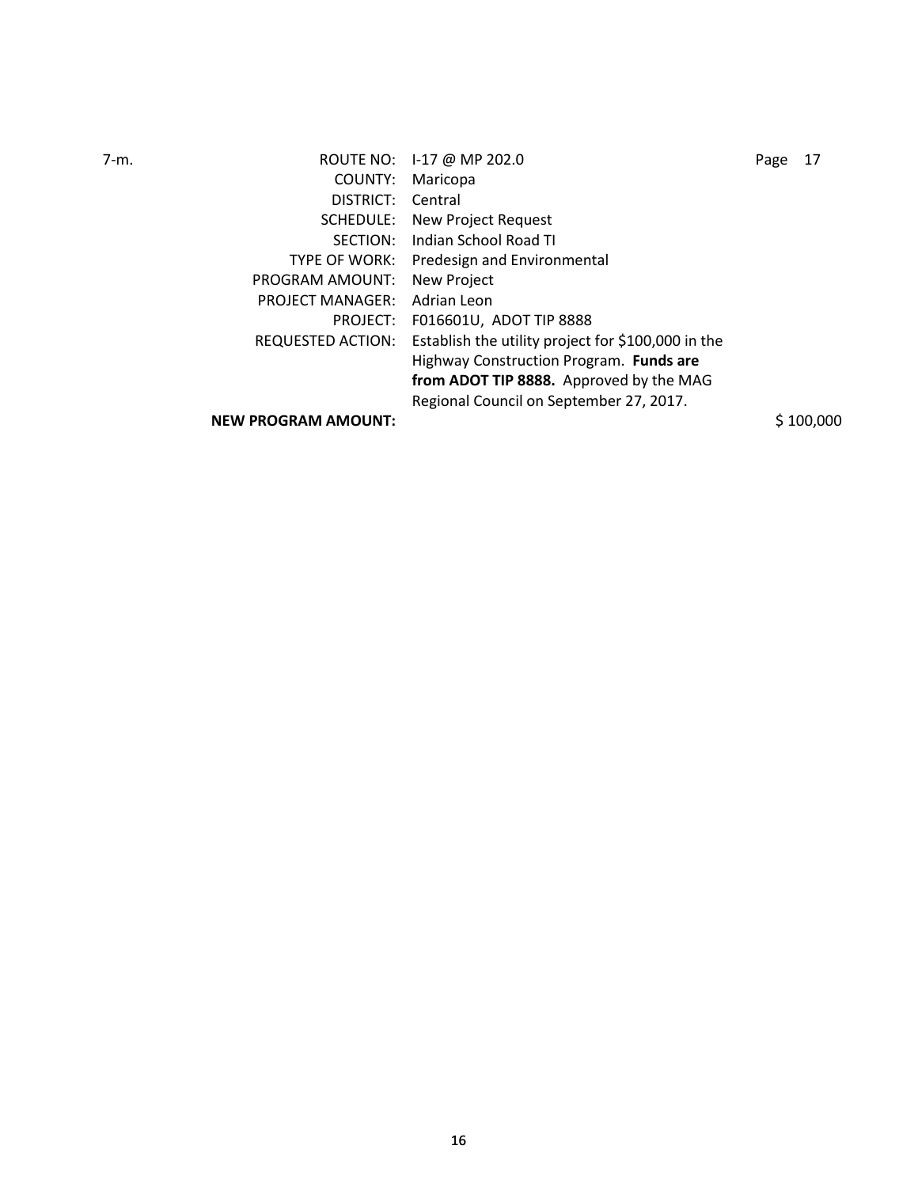7-m.

| | |
|---|---|
| ROUTE NO: | I-17 @ MP 202.0 |
| COUNTY: | Maricopa |
| DISTRICT: | Central |
| SCHEDULE: | New Project Request |
| SECTION: | Indian School Road TI |
| TYPE OF WORK: | Predesign and Environmental |
| PROGRAM AMOUNT: | New Project |
| PROJECT MANAGER: | Adrian Leon |
| PROJECT: | F016601U, ADOT TIP 8888 |
| REQUESTED ACTION: | Establish the utility project for $100,000 in the Highway Construction Program. **Funds are from ADOT TIP 8888.** Approved by the MAG Regional Council on September 27, 2017. |

Page 17

**NEW PROGRAM AMOUNT:** $ 100,000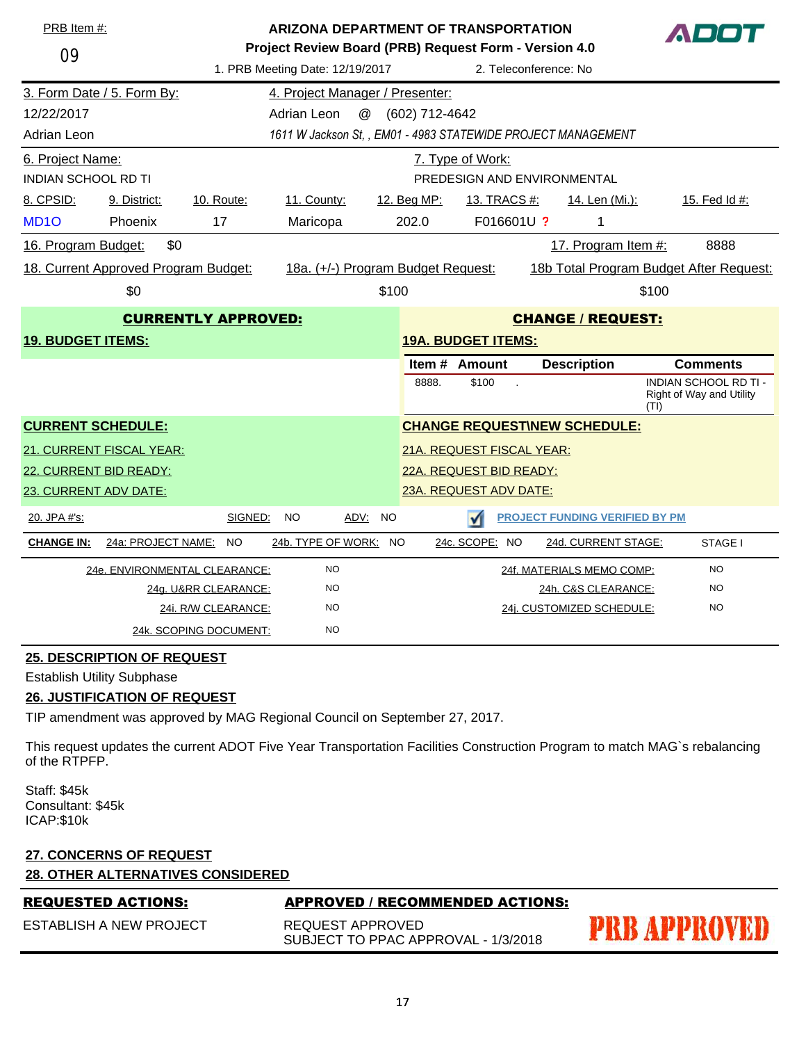PRB Item #:
09

**ARIZONA DEPARTMENT OF TRANSPORTATION**
**Project Review Board (PRB) Request Form - Version 4.0**

ADOT

1. PRB Meeting Date: 12/19/2017    2. Teleconference: No

| 3. Form Date / 5. Form By: | 4. Project Manager / Presenter: |
|---|---|
| 12/22/2017 | Adrian Leon @ (602) 712-4642 |
| Adrian Leon | *1611 W Jackson St, , EM01 - 4983 STATEWIDE PROJECT MANAGEMENT* |

| 6. Project Name: | 7. Type of Work: |
|---|---|
| INDIAN SCHOOL RD TI | PREDESIGN AND ENVIRONMENTAL |

| 8. CPSID: | 9. District: | 10. Route: | 11. County: | 12. Beg MP: | 13. TRACS #: | 14. Len (Mi.): | 15. Fed Id #: |
|---|---|---|---|---|---|---|---|
| MD1O | Phoenix | 17 | Maricopa | 202.0 | F016601U ? | 1 | |

16. Program Budget: $0    17. Program Item #: 8888

| 18. Current Approved Program Budget: | 18a. (+/-) Program Budget Request: | 18b Total Program Budget After Request: |
|---|---|---|
| $0 | $100 | $100 |

**CURRENTLY APPROVED:**

**19. BUDGET ITEMS:**

**CHANGE / REQUEST:**

**19A. BUDGET ITEMS:**

| Item # | Amount | Description | Comments |
|---|---|---|---|
| 8888. | $100 | . | INDIAN SCHOOL RD TI - Right of Way and Utility (TI) |

**CURRENT SCHEDULE:**

21. CURRENT FISCAL YEAR:
22. CURRENT BID READY:
23. CURRENT ADV DATE:

**CHANGE REQUEST\NEW SCHEDULE:**

21A. REQUEST FISCAL YEAR:
22A. REQUEST BID READY:
23A. REQUEST ADV DATE:

20. JPA #'s:    SIGNED: NO    ADV: NO    ☑ PROJECT FUNDING VERIFIED BY PM

**CHANGE IN:** 24a: PROJECT NAME: NO    24b. TYPE OF WORK: NO    24c. SCOPE: NO    24d. CURRENT STAGE: STAGE I

| | | | |
|---|---|---|---|
| 24e. ENVIRONMENTAL CLEARANCE: | NO | 24f. MATERIALS MEMO COMP: | NO |
| 24g. U&RR CLEARANCE: | NO | 24h. C&S CLEARANCE: | NO |
| 24i. R/W CLEARANCE: | NO | 24j. CUSTOMIZED SCHEDULE: | NO |
| 24k. SCOPING DOCUMENT: | NO | | |

**25. DESCRIPTION OF REQUEST**

Establish Utility Subphase

**26. JUSTIFICATION OF REQUEST**

TIP amendment was approved by MAG Regional Council on September 27, 2017.

This request updates the current ADOT Five Year Transportation Facilities Construction Program to match MAG`s rebalancing of the RTPFP.

Staff: $45k
Consultant: $45k
ICAP:$10k

**27. CONCERNS OF REQUEST**

**28. OTHER ALTERNATIVES CONSIDERED**

| **REQUESTED ACTIONS:** | **APPROVED / RECOMMENDED ACTIONS:** |
|---|---|
| ESTABLISH A NEW PROJECT | REQUEST APPROVED<br>SUBJECT TO PPAC APPROVAL - 1/3/2018 |

PRB APPROVED